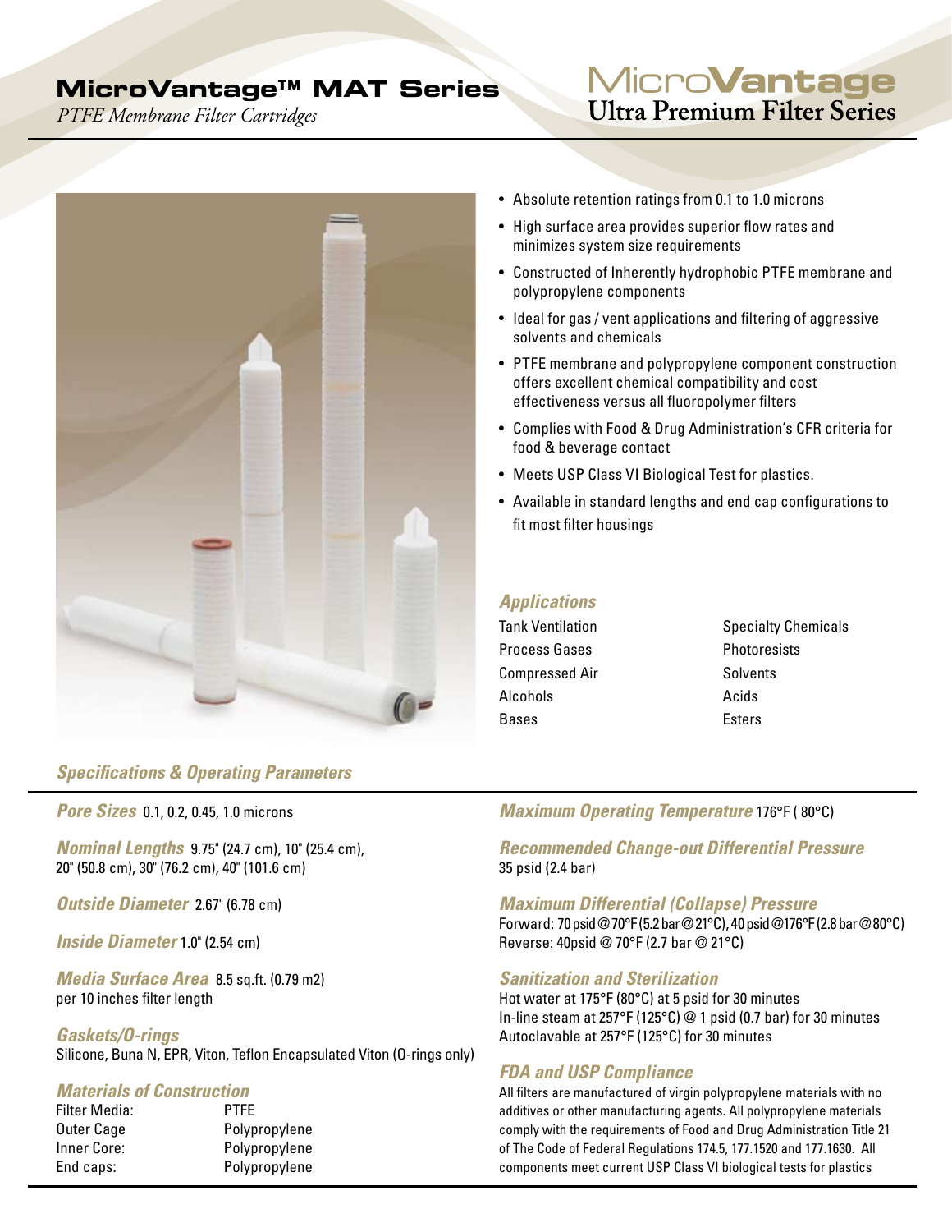# MicroVantage™ MAT Series

*PTFE Membrane Filter Cartridges*

## MicroVantage
**Ultra Premium Filter Series**

- Absolute retention ratings from 0.1 to 1.0 microns
- High surface area provides superior flow rates and minimizes system size requirements
- Constructed of Inherently hydrophobic PTFE membrane and polypropylene components
- Ideal for gas / vent applications and filtering of aggressive solvents and chemicals
- PTFE membrane and polypropylene component construction offers excellent chemical compatibility and cost effectiveness versus all fluoropolymer filters
- Complies with Food & Drug Administration's CFR criteria for food & beverage contact
- Meets USP Class VI Biological Test for plastics.
- Available in standard lengths and end cap configurations to fit most filter housings

### *Applications*

| | |
|---|---|
| Tank Ventilation | Specialty Chemicals |
| Process Gases | Photoresists |
| Compressed Air | Solvents |
| Alcohols | Acids |
| Bases | Esters |

### *Specifications & Operating Parameters*

***Pore Sizes*** 0.1, 0.2, 0.45, 1.0 microns

***Nominal Lengths*** 9.75" (24.7 cm), 10" (25.4 cm), 20" (50.8 cm), 30" (76.2 cm), 40" (101.6 cm)

***Outside Diameter*** 2.67" (6.78 cm)

***Inside Diameter*** 1.0" (2.54 cm)

***Media Surface Area*** 8.5 sq.ft. (0.79 m2) per 10 inches filter length

***Gaskets/O-rings***
Silicone, Buna N, EPR, Viton, Teflon Encapsulated Viton (O-rings only)

***Materials of Construction***

| | |
|---|---|
| Filter Media: | PTFE |
| Outer Cage | Polypropylene |
| Inner Core: | Polypropylene |
| End caps: | Polypropylene |

***Maximum Operating Temperature*** 176°F ( 80°C)

***Recommended Change-out Differential Pressure***
35 psid (2.4 bar)

***Maximum Differential (Collapse) Pressure***
Forward: 70 psid @ 70°F (5.2 bar @ 21°C), 40 psid @ 176°F (2.8 bar @ 80°C)
Reverse: 40psid @ 70°F (2.7 bar @ 21°C)

***Sanitization and Sterilization***
Hot water at 175°F (80°C) at 5 psid for 30 minutes
In-line steam at 257°F (125°C) @ 1 psid (0.7 bar) for 30 minutes
Autoclavable at 257°F (125°C) for 30 minutes

***FDA and USP Compliance***
All filters are manufactured of virgin polypropylene materials with no additives or other manufacturing agents. All polypropylene materials comply with the requirements of Food and Drug Administration Title 21 of The Code of Federal Regulations 174.5, 177.1520 and 177.1630. All components meet current USP Class VI biological tests for plastics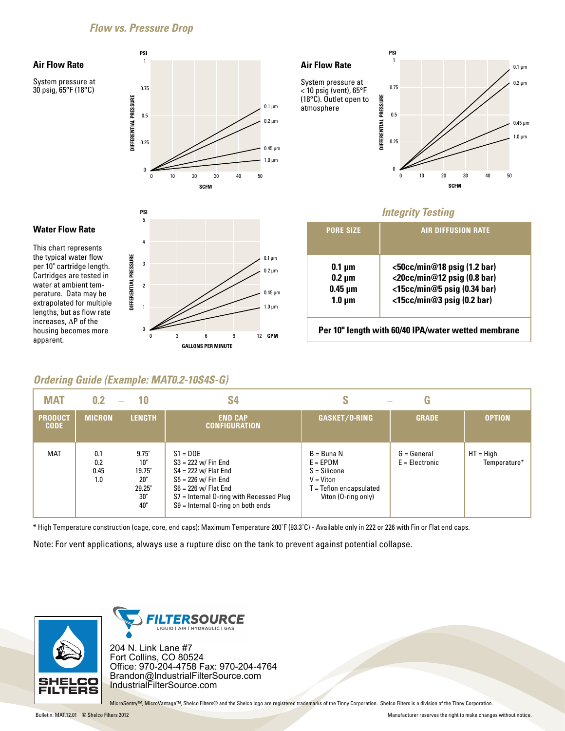## *Flow vs. Pressure Drop*

### Air Flow Rate

System pressure at 30 psig, 65°F (18°C)

PSI
1
0.75
0.5
0.25
0
DIFFERENTIAL PRESSURE
0 10 20 30 40 50
SCFM
0.1 µm
0.2 µm
0.45 µm
1.0 µm

### Air Flow Rate

System pressure at < 10 psig (vent), 65°F (18°C). Outlet open to atmosphere

PSI
1
0.75
0.5
0.25
0
DIFFERENTIAL PRESSURE
0 10 20 30 40 50
SCFM
0.1 µm
0.2 µm
0.45 µm
1.0 µm

### Water Flow Rate

This chart represents the typical water flow per 10" cartridge length. Cartridges are tested in water at ambient temperature. Data may be extrapolated for multiple lengths, but as flow rate increases, ΔP of the housing becomes more apparent.

PSI
5
4
3
2
1
0
DIFFERENTIAL PRESSURE
0 3 6 9 12 GPM
GALLONS PER MINUTE
0.1 µm
0.2 µm
0.45 µm
1.0 µm

## *Integrity Testing*

| PORE SIZE | AIR DIFFUSION RATE |
|---|---|
| **0.1 µm** | **<50cc/min@18 psig (1.2 bar)** |
| **0.2 µm** | **<20cc/min@12 psig (0.8 bar)** |
| **0.45 µm** | **<15cc/min@5 psig (0.34 bar)** |
| **1.0 µm** | **<15cc/min@3 psig (0.2 bar)** |
| **Per 10" length with 60/40 IPA/water wetted membrane** | |

## *Ordering Guide (Example: MAT0.2-10S4S-G)*

| MAT | 0.2 – | 10 | S4 | S – | G | |
|---|---|---|---|---|---|---|
| **PRODUCT CODE** | **MICRON** | **LENGTH** | **END CAP CONFIGURATION** | **GASKET/O-RING** | **GRADE** | **OPTION** |
| MAT | 0.1<br>0.2<br>0.45<br>1.0 | 9.75"<br>10"<br>19.75"<br>20"<br>29.25"<br>30"<br>40" | S1 = DOE<br>S3 = 222 w/ Fin End<br>S4 = 222 w/ Flat End<br>S5 = 226 w/ Fin End<br>S6 = 226 w/ Flat End<br>S7 = Internal O-ring with Recessed Plug<br>S9 = Internal O-ring on both ends | B = Buna N<br>E = EPDM<br>S = Silicone<br>V = Viton<br>T = Teflon encapsulated Viton (O-ring only) | G = General<br>E = Electronic | HT = High Temperature* |

* High Temperature construction (cage, core, end caps): Maximum Temperature 200˚F (93.3˚C) - Available only in 222 or 226 with Fin or Flat end caps.

Note: For vent applications, always use a rupture disc on the tank to prevent against potential collapse.

SHELCO FILTERS

FILTERSOURCE
LIQUID | AIR | HYDRAULIC | GAS

204 N. Link Lane #7
Fort Collins, CO 80524
Office: 970-204-4758 Fax: 970-204-4764
Brandon@IndustrialFilterSource.com
IndustrialFilterSource.com

MicroSentry™, MicroVantage™, Shelco Filters® and the Shelco logo are registered trademarks of the Tinny Corporation. Shelco Filters is a division of the Tinny Corporation.

Bulletin: MAT.12.01 © Shelco Filters 2012

Manufacturer reserves the right to make changes without notice.